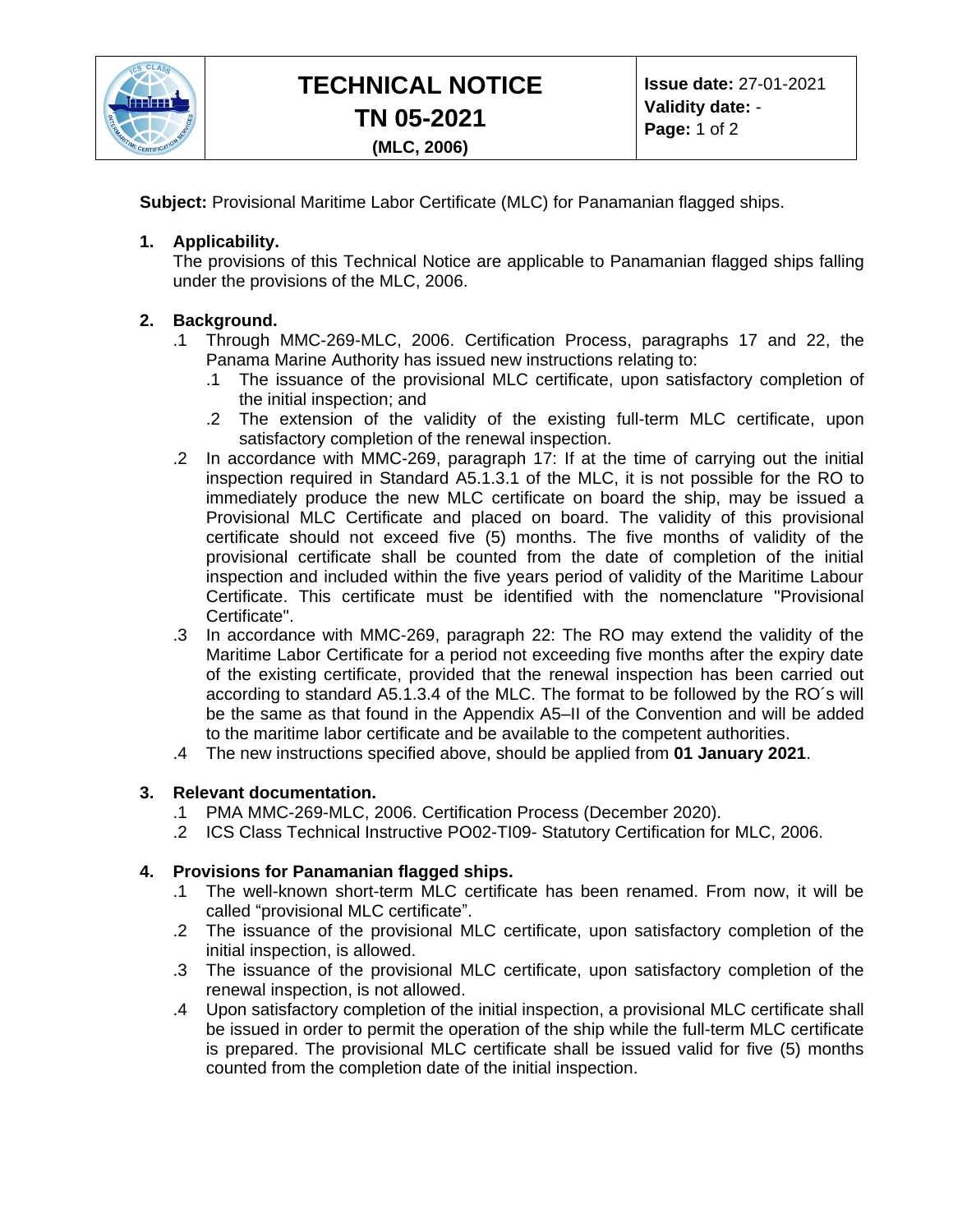# TECHNICAL NOTICE
## TN 05-2021
**(MLC, 2006)**

**Issue date:** 27-01-2021
**Validity date:** -

**Subject:** Provisional Maritime Labor Certificate (MLC) for Panamanian flagged ships.

**1. Applicability.**

The provisions of this Technical Notice are applicable to Panamanian flagged ships falling under the provisions of the MLC, 2006.

**2. Background.**

.1 Through MMC-269-MLC, 2006. Certification Process, paragraphs 17 and 22, the Panama Marine Authority has issued new instructions relating to:

  .1 The issuance of the provisional MLC certificate, upon satisfactory completion of the initial inspection; and

  .2 The extension of the validity of the existing full-term MLC certificate, upon satisfactory completion of the renewal inspection.

.2 In accordance with MMC-269, paragraph 17: If at the time of carrying out the initial inspection required in Standard A5.1.3.1 of the MLC, it is not possible for the RO to immediately produce the new MLC certificate on board the ship, may be issued a Provisional MLC Certificate and placed on board. The validity of this provisional certificate should not exceed five (5) months. The five months of validity of the provisional certificate shall be counted from the date of completion of the initial inspection and included within the five years period of validity of the Maritime Labour Certificate. This certificate must be identified with the nomenclature "Provisional Certificate".

.3 In accordance with MMC-269, paragraph 22: The RO may extend the validity of the Maritime Labor Certificate for a period not exceeding five months after the expiry date of the existing certificate, provided that the renewal inspection has been carried out according to standard A5.1.3.4 of the MLC. The format to be followed by the RO´s will be the same as that found in the Appendix A5–II of the Convention and will be added to the maritime labor certificate and be available to the competent authorities.

.4 The new instructions specified above, should be applied from **01 January 2021**.

**3. Relevant documentation.**

.1 PMA MMC-269-MLC, 2006. Certification Process (December 2020).

.2 ICS Class Technical Instructive PO02-TI09- Statutory Certification for MLC, 2006.

**4. Provisions for Panamanian flagged ships.**

.1 The well-known short-term MLC certificate has been renamed. From now, it will be called “provisional MLC certificate”.

.2 The issuance of the provisional MLC certificate, upon satisfactory completion of the initial inspection, is allowed.

.3 The issuance of the provisional MLC certificate, upon satisfactory completion of the renewal inspection, is not allowed.

.4 Upon satisfactory completion of the initial inspection, a provisional MLC certificate shall be issued in order to permit the operation of the ship while the full-term MLC certificate is prepared. The provisional MLC certificate shall be issued valid for five (5) months counted from the completion date of the initial inspection.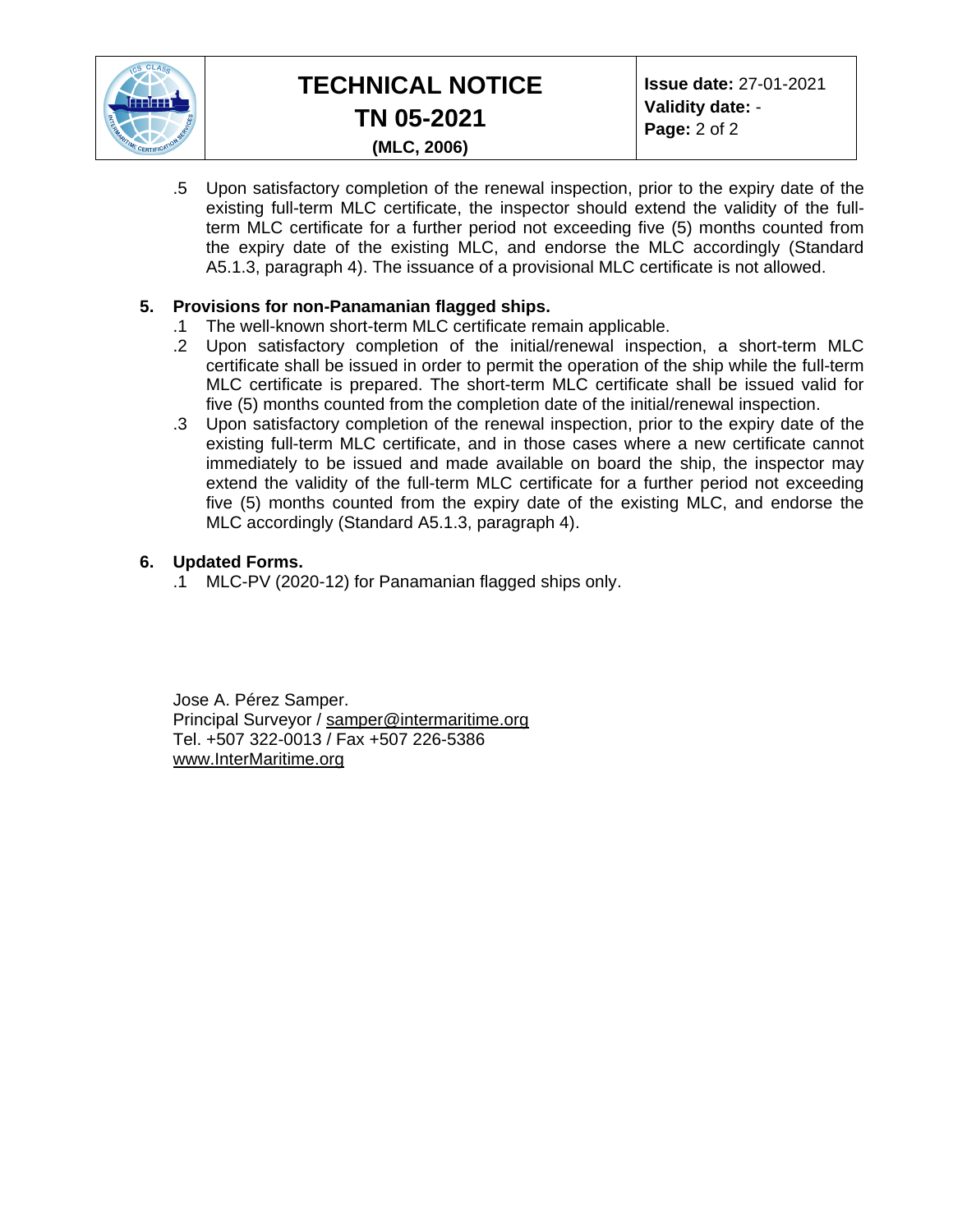.5 Upon satisfactory completion of the renewal inspection, prior to the expiry date of the existing full-term MLC certificate, the inspector should extend the validity of the full-term MLC certificate for a further period not exceeding five (5) months counted from the expiry date of the existing MLC, and endorse the MLC accordingly (Standard A5.1.3, paragraph 4). The issuance of a provisional MLC certificate is not allowed.

## 5. Provisions for non-Panamanian flagged ships.

.1 The well-known short-term MLC certificate remain applicable.

.2 Upon satisfactory completion of the initial/renewal inspection, a short-term MLC certificate shall be issued in order to permit the operation of the ship while the full-term MLC certificate is prepared. The short-term MLC certificate shall be issued valid for five (5) months counted from the completion date of the initial/renewal inspection.

.3 Upon satisfactory completion of the renewal inspection, prior to the expiry date of the existing full-term MLC certificate, and in those cases where a new certificate cannot immediately to be issued and made available on board the ship, the inspector may extend the validity of the full-term MLC certificate for a further period not exceeding five (5) months counted from the expiry date of the existing MLC, and endorse the MLC accordingly (Standard A5.1.3, paragraph 4).

## 6. Updated Forms.

.1 MLC-PV (2020-12) for Panamanian flagged ships only.

Jose A. Pérez Samper.
Principal Surveyor / samper@intermaritime.org
Tel. +507 322-0013 / Fax +507 226-5386
www.InterMaritime.org